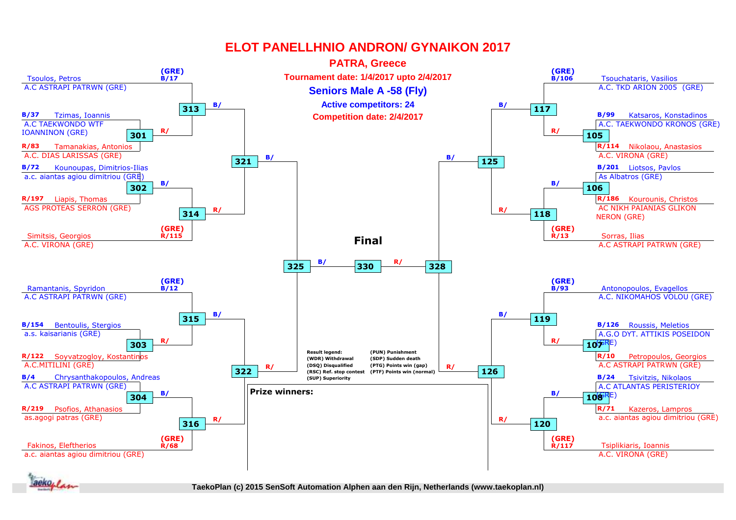# ELOT PANELLHNIO ANDRON/ GYNAIKON 2017

## PATRA, Greece

**Tournament date: 1/4/2017 upto 2/4/2017**

**Seniors Male A -58 (Fly)**

**Active competitors: 24**

**Competition date: 2/4/2017**

### Left bracket

| Seed | Name | Club | Match |
|---|---|---|---|
| (GRE) B/17 | Tsoulos, Petros | A.C ASTRAPI PATRWN (GRE) | 313 |
| B/37 | Tzimas, Ioannis | A.C TAEKWONDO WTF IOANNINON (GRE) | 301 |
| R/83 | Tamanakias, Antonios | A.C. DIAS LARISSAS (GRE) | 301 |
| B/72 | Kounoupas, Dimitrios-Ilias | a.c. aiantas agiou dimitriou (GRE) | 302 |
| R/197 | Liapis, Thomas | AGS PROTEAS SERRON (GRE) | 302 |
| (GRE) R/115 | Simitsis, Georgios | A.C. VIRONA (GRE) | 314 |
| (GRE) B/12 | Ramantanis, Spyridon | A.C ASTRAPI PATRWN (GRE) | 315 |
| B/154 | Bentoulis, Stergios | a.s. kaisarianis (GRE) | 303 |
| R/122 | Soyvatzogloy, Kostantinos | A.C.MITILINI (GRE) | 303 |
| B/4 | Chrysanthakopoulos, Andreas | A.C ASTRAPI PATRWN (GRE) | 304 |
| R/219 | Psofios, Athanasios | as.agogi patras (GRE) | 304 |
| (GRE) R/68 | Fakinos, Eleftherios | a.c. aiantas agiou dimitriou (GRE) | 316 |

Matches: 313 & 314 → 321; 315 & 316 → 322; 321 & 322 → 325

### Right bracket

| Seed | Name | Club | Match |
|---|---|---|---|
| (GRE) B/106 | Tsouchataris, Vasilios | A.C. TKD ARION 2005 (GRE) | 117 |
| B/99 | Katsaros, Konstadinos | A.C. TAEKWONDO KRONOS (GRE) | 105 |
| R/114 | Nikolaou, Anastasios | A.C. VIRONA (GRE) | 105 |
| B/201 | Liotsos, Pavlos | As Albatros (GRE) | 106 |
| R/186 | Kourounis, Christos | AC NIKH PAIANIAS GLIKON NERON (GRE) | 106 |
| (GRE) R/13 | Sorras, Ilias | A.C ASTRAPI PATRWN (GRE) | 118 |
| (GRE) B/93 | Antonopoulos, Evagellos | A.C. NIKOMAHOS VOLOU (GRE) | 119 |
| B/126 | Roussis, Meletios | A.G.O DYT. ATTIKIS POSEIDON (GRE) | 107 |
| R/10 | Petropoulos, Georgios | A.C ASTRAPI PATRWN (GRE) | 107 |
| B/24 | Tsivitzis, Nikolaos | A.C ATLANTAS PERISTERIOY (GRE) | 108 |
| R/71 | Kazeros, Lampros | a.c. aiantas agiou dimitriou (GRE) | 108 |
| (GRE) R/117 | Tsiplikiaris, Ioannis | A.C. VIRONA (GRE) | 120 |

Matches: 117 & 118 → 125; 119 & 120 → 126; 125 & 126 → 328

**Final**: 325 (B/) — 330 — 328 (R/)

Result legend:
- (WDR) Withdrawal
- (DSQ) Disqualified
- (RSC) Ref. stop contest
- (SUP) Superiority
- (PUN) Punishment
- (SDP) Sudden death
- (PTG) Points win (gap)
- (PTF) Points win (normal)

**Prize winners:**

TaekoPlan (c) 2015 SenSoft Automation Alphen aan den Rijn, Netherlands (www.taekoplan.nl)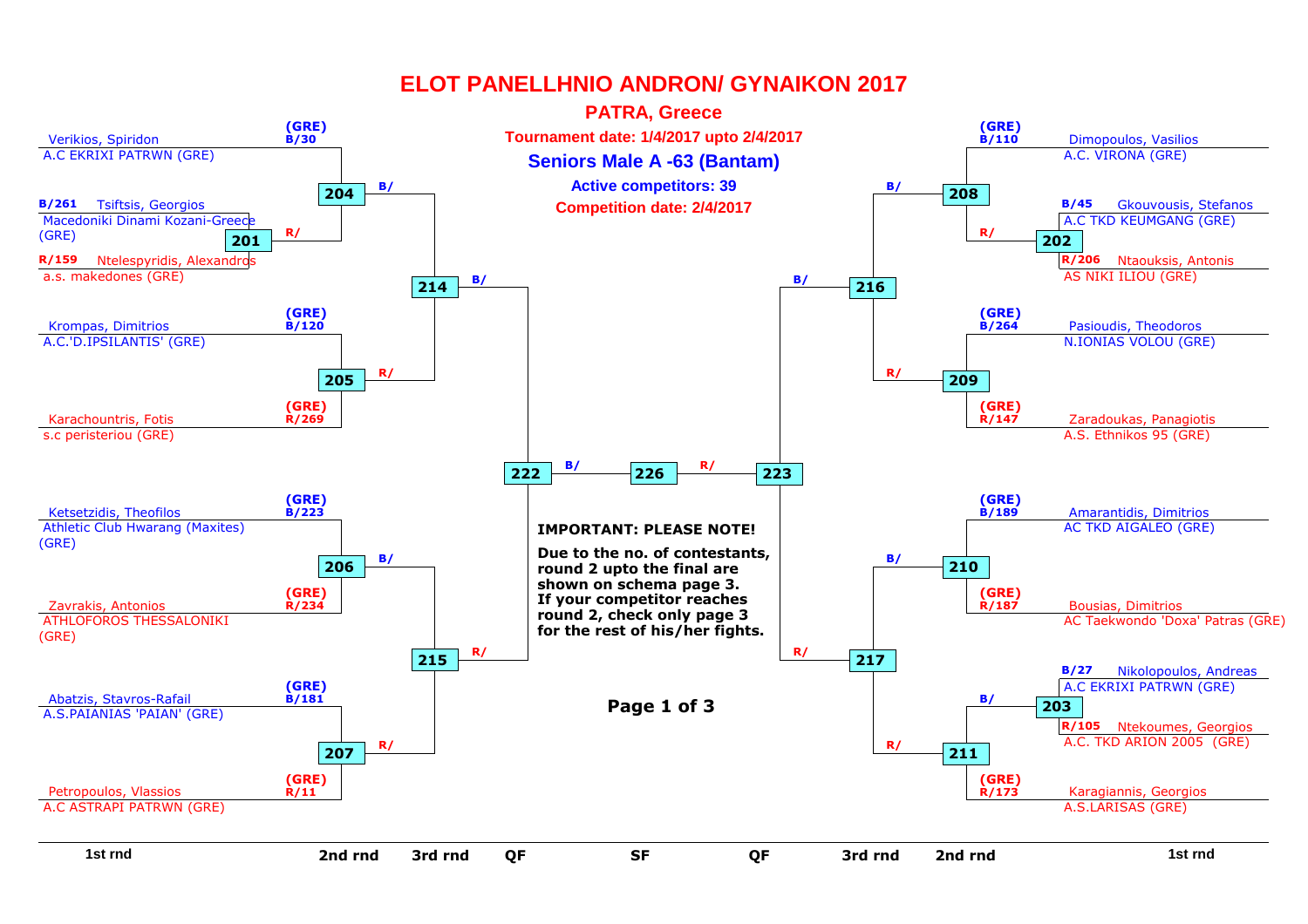# ELOT PANELLHNIO ANDRON/ GYNAIKON 2017

**PATRA, Greece**

**Tournament date: 1/4/2017 upto 2/4/2017**

## Seniors Male A -63 (Bantam)

**Active competitors: 39**

**Competition date: 2/4/2017**

### Left side of bracket

| Match | Blue | Red |
| --- | --- | --- |
| 201 | B/261 Tsiftsis, Georgios – Macedoniki Dinami Kozani-Greece (GRE) | R/159 Ntelespyridis, Alexandros – a.s. makedones (GRE) |
| 204 | B/30 Verikios, Spiridon – A.C EKRIXI PATRWN (GRE) | Winner 201 |
| 205 | B/120 Krompas, Dimitrios – A.C.'D.IPSILANTIS' (GRE) | R/269 Karachountris, Fotis – s.c peristeriou (GRE) |
| 206 | B/223 Ketsetzidis, Theofilos – Athletic Club Hwarang (Maxites) (GRE) | R/234 Zavrakis, Antonios – ATHLOFOROS THESSALONIKI (GRE) |
| 207 | B/181 Abatzis, Stavros-Rafail – A.S.PAIANIAS 'PAIAN' (GRE) | R/11 Petropoulos, Vlassios – A.C ASTRAPI PATRWN (GRE) |
| 214 | Winner 204 (B/) | Winner 205 (R/) |
| 215 | Winner 206 (B/) | Winner 207 (R/) |
| 222 (QF) | Winner 214 (B/) | Winner 215 (R/) |

### Right side of bracket

| Match | Blue | Red |
| --- | --- | --- |
| 202 | B/45 Gkouvousis, Stefanos – A.C TKD KEUMGANG (GRE) | R/206 Ntaouksis, Antonis – AS NIKI ILIOU (GRE) |
| 208 | B/110 Dimopoulos, Vasilios – A.C. VIRONA (GRE) | Winner 202 |
| 209 | B/264 Pasioudis, Theodoros – N.IONIAS VOLOU (GRE) | R/147 Zaradoukas, Panagiotis – A.S. Ethnikos 95 (GRE) |
| 210 | B/189 Amarantidis, Dimitrios – AC TKD AIGALEO (GRE) | R/187 Bousias, Dimitrios – AC Taekwondo 'Doxa' Patras (GRE) |
| 203 | B/27 Nikolopoulos, Andreas – A.C EKRIXI PATRWN (GRE) | R/105 Ntekoumes, Georgios – A.C. TKD ARION 2005 (GRE) |
| 211 | Winner 203 (B/) | R/173 Karagiannis, Georgios – A.S.LARISAS (GRE) |
| 216 | Winner 208 (B/) | Winner 209 (R/) |
| 217 | Winner 210 (B/) | Winner 211 (R/) |
| 223 (QF) | Winner 216 (B/) | Winner 217 (R/) |

### Semi-final

| Match | Blue | Red |
| --- | --- | --- |
| 226 (SF) | Winner 222 (B/) | Winner 223 (R/) |

**IMPORTANT: PLEASE NOTE!**

**Due to the no. of contestants, round 2 upto the final are shown on schema page 3. If your competitor reaches round 2, check only page 3 for the rest of his/her fights.**

1st rnd | 2nd rnd | 3rd rnd | QF | SF | QF | 3rd rnd | 2nd rnd | 1st rnd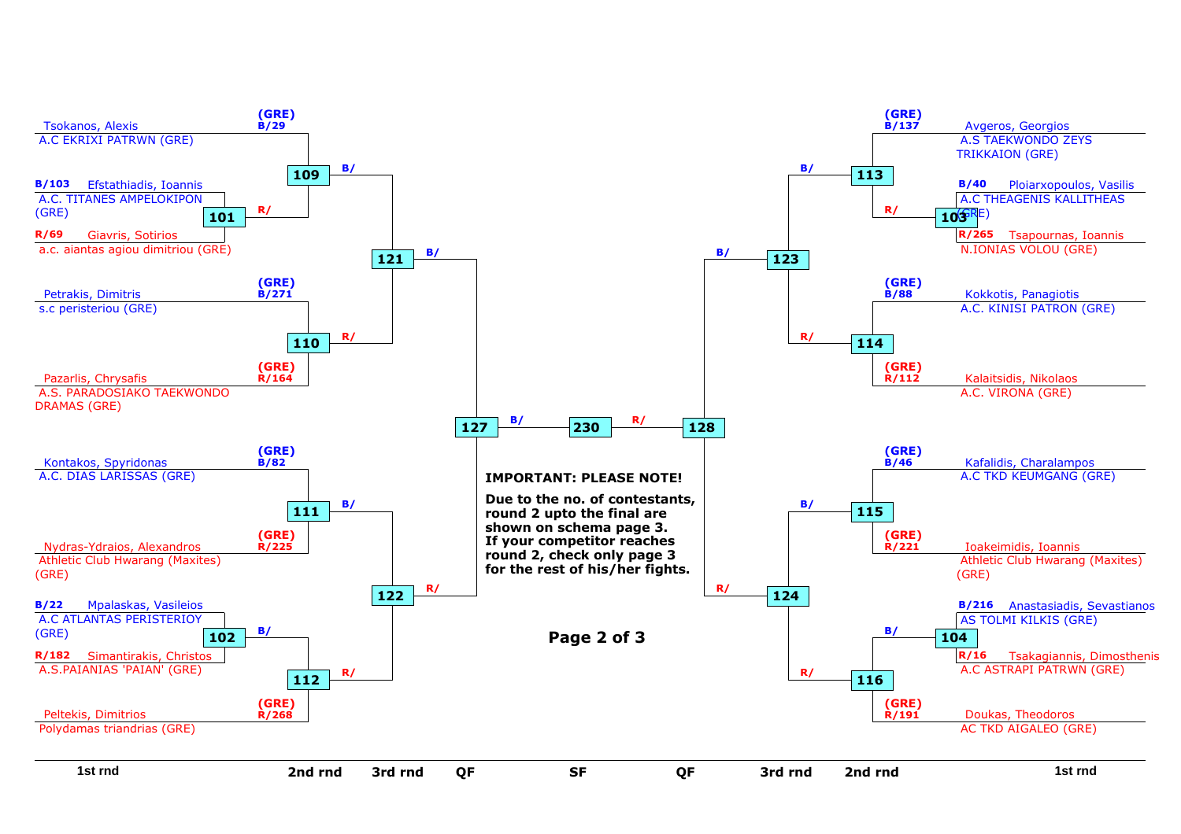**Left side**

| Match | Blue | Red | Next |
|---|---|---|---|
| 101 | B/103 Efstathiadis, Ioannis – A.C. TITANES AMPELOKIPON (GRE) | R/69 Giavris, Sotirios – a.c. aiantas agiou dimitriou (GRE) | R/ → 109 |
| 109 | (GRE) B/29 Tsokanos, Alexis – A.C EKRIXI PATRWN (GRE) | R/ winner 101 | B/ → 121 |
| 110 | (GRE) B/271 Petrakis, Dimitris – s.c peristeriou (GRE) | (GRE) R/164 Pazarlis, Chrysafis – A.S. PARADOSIAKO TAEKWONDO DRAMAS (GRE) | R/ → 121 |
| 121 | B/ winner 109 | R/ winner 110 | B/ → 127 |
| 111 | (GRE) B/82 Kontakos, Spyridonas – A.C. DIAS LARISSAS (GRE) | (GRE) R/225 Nydras-Ydraios, Alexandros – Athletic Club Hwarang (Maxites) (GRE) | B/ → 122 |
| 102 | B/22 Mpalaskas, Vasileios – A.C ATLANTAS PERISTERIOY (GRE) | R/182 Simantirakis, Christos – A.S.PAIANIAS 'PAIAN' (GRE) | B/ → 112 |
| 112 | B/ winner 102 | (GRE) R/268 Peltekis, Dimitrios – Polydamas triandrias (GRE) | R/ → 122 |
| 122 | B/ winner 111 | R/ winner 112 | R/ → 127 |
| 127 | B/ winner 121 | R/ winner 122 | B/ → 230 |

**Right side**

| Match | Blue | Red | Next |
|---|---|---|---|
| 103 | B/40 Ploiarxopoulos, Vasilis – A.C THEAGENIS KALLITHEAS (GRE) | R/265 Tsapournas, Ioannis – N.IONIAS VOLOU (GRE) | R/ → 113 |
| 113 | (GRE) B/137 Avgeros, Georgios – A.S TAEKWONDO ZEYS TRIKKAION (GRE) | R/ winner 103 | B/ → 123 |
| 114 | (GRE) B/88 Kokkotis, Panagiotis – A.C. KINISI PATRON (GRE) | (GRE) R/112 Kalaitsidis, Nikolaos – A.C. VIRONA (GRE) | R/ → 123 |
| 123 | B/ winner 113 | R/ winner 114 | B/ → 128 |
| 115 | (GRE) B/46 Kafalidis, Charalampos – A.C TKD KEUMGANG (GRE) | (GRE) R/221 Ioakeimidis, Ioannis – Athletic Club Hwarang (Maxites) (GRE) | B/ → 124 |
| 104 | B/216 Anastasiadis, Sevastianos – AS TOLMI KILKIS (GRE) | R/16 Tsakagiannis, Dimosthenis – A.C ASTRAPI PATRWN (GRE) | B/ → 116 |
| 116 | B/ winner 104 | (GRE) R/191 Doukas, Theodoros – AC TKD AIGALEO (GRE) | R/ → 124 |
| 124 | B/ winner 115 | R/ winner 116 | R/ → 128 |
| 128 | B/ winner 123 | R/ winner 124 | R/ → 230 |

**230** (SF): B/ winner 127 – R/ winner 128

Rounds: 1st rnd | 2nd rnd | 3rd rnd | QF | SF | QF | 3rd rnd | 2nd rnd | 1st rnd

**IMPORTANT: PLEASE NOTE!**

**Due to the no. of contestants, round 2 upto the final are shown on schema page 3. If your competitor reaches round 2, check only page 3 for the rest of his/her fights.**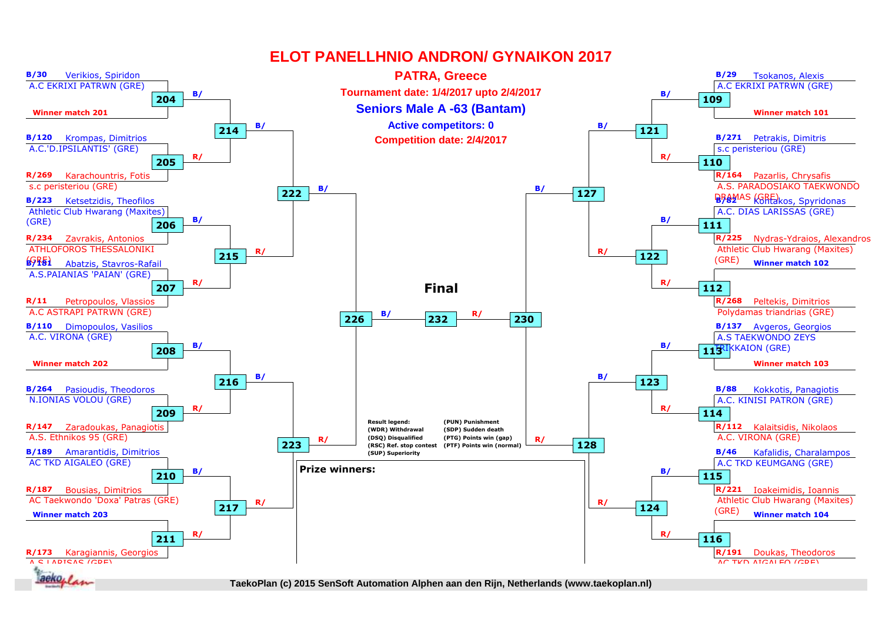# ELOT PANELLHNIO ANDRON/ GYNAIKON 2017

## PATRA, Greece

**Tournament date: 1/4/2017 upto 2/4/2017**

## Seniors Male A -63 (Bantam)

**Active competitors: 0**

**Competition date: 2/4/2017**

### Left side of bracket

| Match | Blue (B/) | Red (R/) |
| --- | --- | --- |
| 204 | B/30 Verikios, Spiridon – A.C EKRIXI PATRWN (GRE) | Winner match 201 |
| 205 | B/120 Krompas, Dimitrios – A.C.'D.IPSILANTIS' (GRE) | R/269 Karachountris, Fotis – s.c peristeriou (GRE) |
| 206 | B/223 Ketsetzidis, Theofilos – Athletic Club Hwarang (Maxites) (GRE) | R/234 Zavrakis, Antonios – ATHLOFOROS THESSALONIKI (GRE) |
| 207 | B/181 Abatzis, Stavros-Rafail – A.S.PAIANIAS 'PAIAN' (GRE) | R/11 Petropoulos, Vlassios – A.C ASTRAPI PATRWN (GRE) |
| 208 | B/110 Dimopoulos, Vasilios – A.C. VIRONA (GRE) | Winner match 202 |
| 209 | B/264 Pasioudis, Theodoros – N.IONIAS VOLOU (GRE) | R/147 Zaradoukas, Panagiotis – A.S. Ethnikos 95 (GRE) |
| 210 | B/189 Amarantidis, Dimitrios – AC TKD AIGALEO (GRE) | R/187 Bousias, Dimitrios – AC Taekwondo 'Doxa' Patras (GRE) |
| 211 | Winner match 203 | R/173 Karagiannis, Georgios – A.S LARISAS (GRE) |
| 214 | B/ (winner 204) | R/ (winner 205) |
| 215 | B/ (winner 206) | R/ (winner 207) |
| 216 | B/ (winner 208) | R/ (winner 209) |
| 217 | B/ (winner 210) | R/ (winner 211) |
| 222 | B/ (winner 214) | R/ (winner 215) |
| 223 | B/ (winner 216) | R/ (winner 217) |
| 226 | B/ (winner 222) | R/ (winner 223) |

### Right side of bracket

| Match | Blue (B/) | Red (R/) |
| --- | --- | --- |
| 109 | B/29 Tsokanos, Alexis – A.C EKRIXI PATRWN (GRE) | Winner match 101 |
| 110 | B/271 Petrakis, Dimitris – s.c peristeriou (GRE) | R/164 Pazarlis, Chrysafis – A.S. PARADOSIAKO TAEKWONDO DRAMAS (GRE) |
| 111 | B/82 Kontakos, Spyridonas – A.C. DIAS LARISSAS (GRE) | R/225 Nydras-Ydraios, Alexandros – Athletic Club Hwarang (Maxites) (GRE) |
| 112 | Winner match 102 | R/268 Peltekis, Dimitrios – Polydamas triandrias (GRE) |
| 113 | B/137 Avgeros, Georgios – A.S TAEKWONDO ZEYS TRIKKAION (GRE) | Winner match 103 |
| 114 | B/88 Kokkotis, Panagiotis – A.C. KINISI PATRON (GRE) | R/112 Kalaitsidis, Nikolaos – A.C. VIRONA (GRE) |
| 115 | B/46 Kafalidis, Charalampos – A.C TKD KEUMGANG (GRE) | R/221 Ioakeimidis, Ioannis – Athletic Club Hwarang (Maxites) (GRE) |
| 116 | Winner match 104 | R/191 Doukas, Theodoros – AC TKD AIGALEO (GRE) |
| 121 | B/ (winner 109) | R/ (winner 110) |
| 122 | B/ (winner 111) | R/ (winner 112) |
| 123 | B/ (winner 113) | R/ (winner 114) |
| 124 | B/ (winner 115) | R/ (winner 116) |
| 127 | B/ (winner 121) | R/ (winner 122) |
| 128 | B/ (winner 123) | R/ (winner 124) |
| 230 | B/ (winner 127) | R/ (winner 128) |

### Final

| Match | Blue (B/) | Red (R/) |
| --- | --- | --- |
| 232 | B/ (winner 226) | R/ (winner 230) |

**Result legend:**

- (WDR) Withdrawal
- (DSQ) Disqualified
- (RSC) Ref. stop contest
- (SUP) Superiority
- (PUN) Punishment
- (SDP) Sudden death
- (PTG) Points win (gap)
- (PTF) Points win (normal)

**Prize winners:**

TaekoPlan (c) 2015 SenSoft Automation Alphen aan den Rijn, Netherlands (www.taekoplan.nl)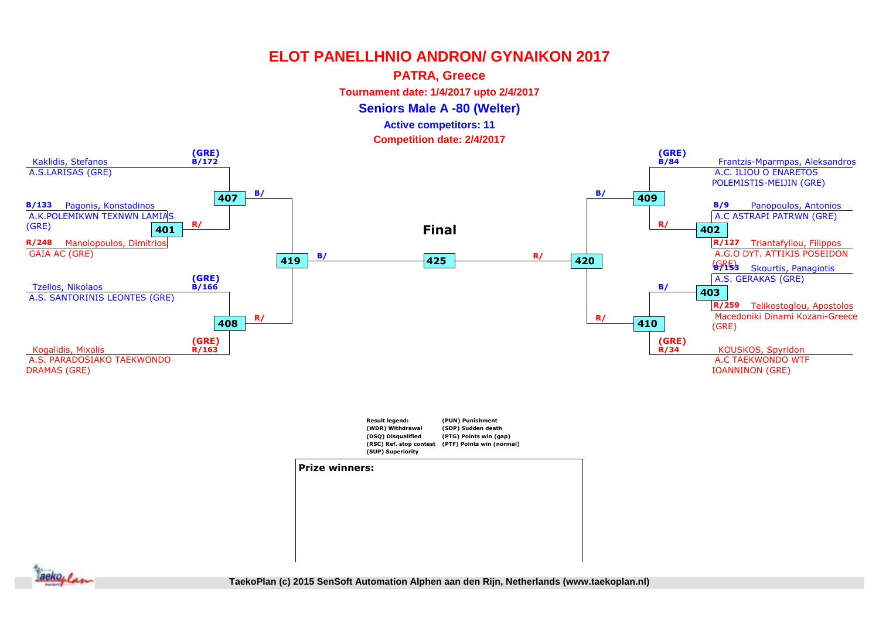# ELOT PANELLHNIO ANDRON/ GYNAIKON 2017

**PATRA, Greece**

**Tournament date: 1/4/2017 upto 2/4/2017**

**Seniors Male A -80 (Welter)**

**Active competitors: 11**

**Competition date: 2/4/2017**

## Left side of bracket

| Competitor | Club | Seed | Match |
|---|---|---|---|
| Kaklidis, Stefanos | A.S.LARISAS (GRE) | (GRE) B/172 | 407 |
| Pagonis, Konstadinos | A.K.POLEMIKWN TEXNWN LAMIAS (GRE) | B/133 | 401 |
| Manolopoulos, Dimitrios | GAIA AC (GRE) | R/248 | 401 |
| Tzellos, Nikolaos | A.S. SANTORINIS LEONTES (GRE) | (GRE) B/166 | 408 |
| Kogalidis, Mixalis | A.S. PARADOSIAKO TAEKWONDO DRAMAS (GRE) | (GRE) R/163 | 408 |

- 401 winner → 407 (R/)
- 407 (B/) and 408 (R/) → 419
- 419 (B/) → 425

## Final

425

## Right side of bracket

| Competitor | Club | Seed | Match |
|---|---|---|---|
| Frantzis-Mparmpas, Aleksandros | A.C. ILIOU O ENARETOS POLEMISTIS-MEIJIN (GRE) | (GRE) B/84 | 409 |
| Panopoulos, Antonios | A.C ASTRAPI PATRWN (GRE) | B/9 | 402 |
| Triantafyllou, Filippos | A.G.O DYT. ATTIKIS POSEIDON (GRE) | R/127 | 402 |
| Skourtis, Panagiotis | A.S. GERAKAS (GRE) | B/153 | 403 |
| Telikostoglou, Apostolos | Macedoniki Dinami Kozani-Greece (GRE) | R/259 | 403 |
| KOUSKOS, Spyridon | A.C TAEKWONDO WTF IOANNINON (GRE) | (GRE) R/34 | 410 |

- 402 winner → 409 (R/)
- 403 winner → 410 (B/)
- 409 (B/) and 410 (R/) → 420
- 420 (R/) → 425

**Result legend:**
(WDR) Withdrawal
(DSQ) Disqualified
(RSC) Ref. stop contest
(SUP) Superiority
(PUN) Punishment
(SDP) Sudden death
(PTG) Points win (gap)
(PTF) Points win (normal)

**Prize winners:**

TaekoPlan (c) 2015 SenSoft Automation Alphen aan den Rijn, Netherlands (www.taekoplan.nl)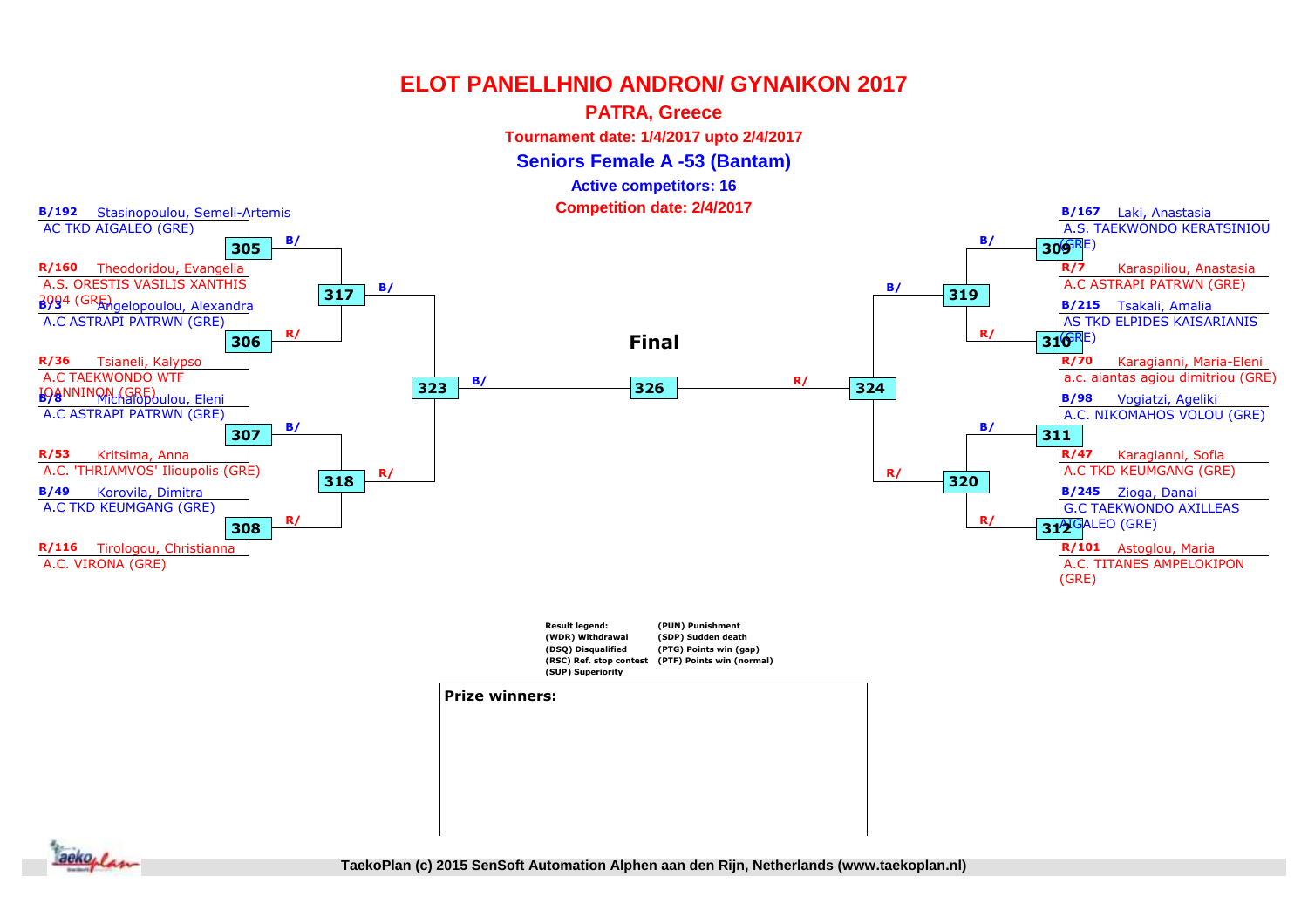# ELOT PANELLHNIO ANDRON/ GYNAIKON 2017

**PATRA, Greece**

**Tournament date: 1/4/2017 upto 2/4/2017**

**Seniors Female A -53 (Bantam)**

**Active competitors: 16**

**Competition date: 2/4/2017**

B/192 Stasinopoulou, Semeli-Artemis
AC TKD AIGALEO (GRE)

305 B/

R/160 Theodoridou, Evangelia
A.S. ORESTIS VASILIS XANTHIS 2004 (GRE)

317 B/

B/3 Angelopoulou, Alexandra
A.C ASTRAPI PATRWN (GRE)

306 R/

R/36 Tsianeli, Kalypso
A.C TAEKWONDO WTF IOANNINON (GRE)

323 B/

B/8 Michalopoulou, Eleni
A.C ASTRAPI PATRWN (GRE)

307 B/

R/53 Kritsima, Anna
A.C. 'THRIAMVOS' Ilioupolis (GRE)

318 R/

B/49 Korovila, Dimitra
A.C TKD KEUMGANG (GRE)

308 R/

R/116 Tirologou, Christianna
A.C. VIRONA (GRE)

**Final**

326

B/167 Laki, Anastasia
A.S. TAEKWONDO KERATSINIOU (GRE)

309 B/

R/7 Karaspiliou, Anastasia
A.C ASTRAPI PATRWN (GRE)

319 B/

B/215 Tsakali, Amalia
AS TKD ELPIDES KAISARIANIS (GRE)

310 R/

R/70 Karagianni, Maria-Eleni
a.c. aiantas agiou dimitriou (GRE)

324 R/

B/98 Vogiatzi, Ageliki
A.C. NIKOMAHOS VOLOU (GRE)

311 B/

R/47 Karagianni, Sofia
A.C TKD KEUMGANG (GRE)

320 R/

B/245 Zioga, Danai
G.C TAEKWONDO AXILLEAS AIGALEO (GRE)

312 R/

R/101 Astoglou, Maria
A.C. TITANES AMPELOKIPON (GRE)

**Result legend:**
(WDR) Withdrawal
(DSQ) Disqualified
(RSC) Ref. stop contest
(SUP) Superiority
(PUN) Punishment
(SDP) Sudden death
(PTG) Points win (gap)
(PTF) Points win (normal)

**Prize winners:**

TaekoPlan (c) 2015 SenSoft Automation Alphen aan den Rijn, Netherlands (www.taekoplan.nl)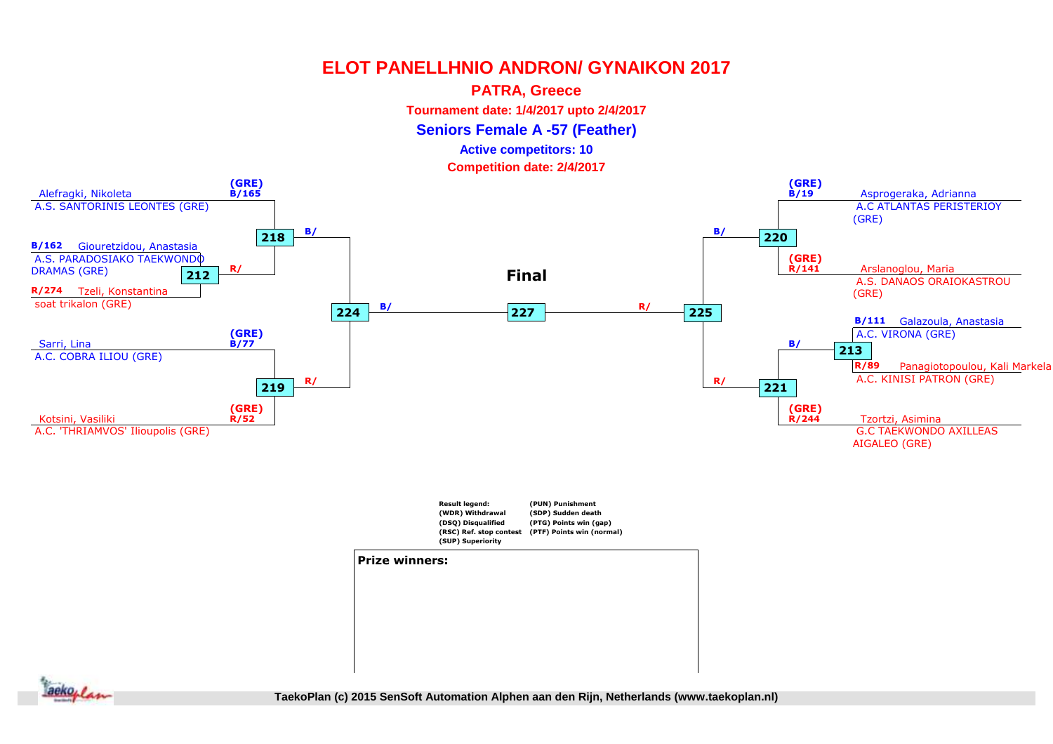# ELOT PANELLHNIO ANDRON/ GYNAIKON 2017

**PATRA, Greece**

**Tournament date: 1/4/2017 upto 2/4/2017**

**Seniors Female A -57 (Feather)**

**Active competitors: 10**

**Competition date: 2/4/2017**

(GRE) B/165 Alefragki, Nikoleta
A.S. SANTORINIS LEONTES (GRE)

B/162 Giouretzidou, Anastasia
A.S. PARADOSIAKO TAEKWONDO DRAMAS (GRE)

212 R/

R/274 Tzeli, Konstantina
soat trikalon (GRE)

218 B/

(GRE) B/77 Sarri, Lina
A.C. COBRA ILIOU (GRE)

219 R/

(GRE) R/52 Kotsini, Vasiliki
A.C. 'THRIAMVOS' Ilioupolis (GRE)

224 B/

**Final**

227

R/ 225

(GRE) B/19 Asprogeraka, Adrianna
A.C ATLANTAS PERISTERIOY (GRE)

B/ 220

(GRE) R/141 Arslanoglou, Maria
A.S. DANAOS ORAIOKASTROU (GRE)

B/111 Galazoula, Anastasia
A.C. VIRONA (GRE)

B/ 213

R/89 Panagiotopoulou, Kali Markela
A.C. KINISI PATRON (GRE)

R/ 221

(GRE) R/244 Tzortzi, Asimina
G.C TAEKWONDO AXILLEAS AIGALEO (GRE)

**Result legend:**
(WDR) Withdrawal
(DSQ) Disqualified
(RSC) Ref. stop contest
(SUP) Superiority
(PUN) Punishment
(SDP) Sudden death
(PTG) Points win (gap)
(PTF) Points win (normal)

**Prize winners:**

TaekoPlan (c) 2015 SenSoft Automation Alphen aan den Rijn, Netherlands (www.taekoplan.nl)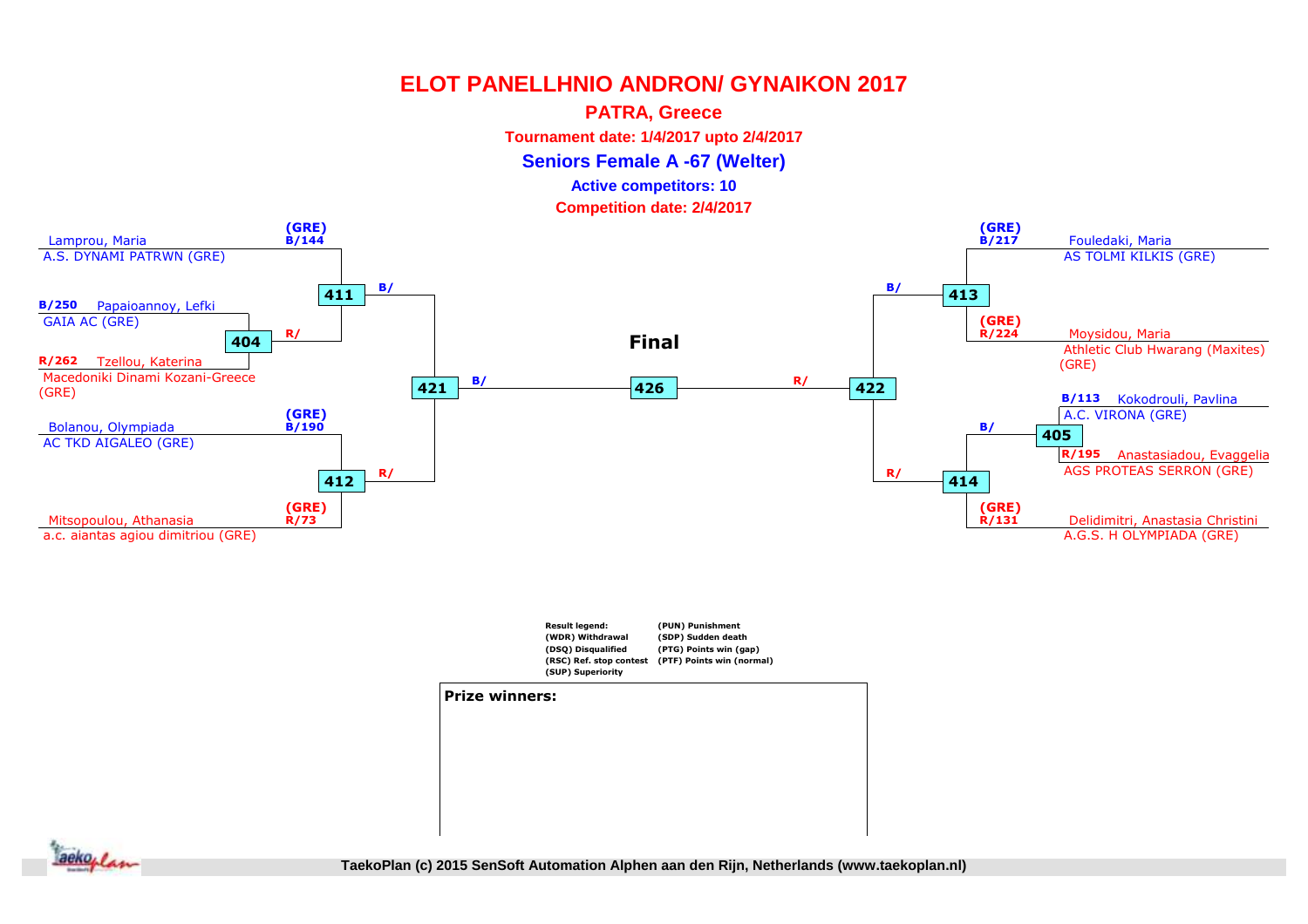# ELOT PANELLHNIO ANDRON/ GYNAIKON 2017

**PATRA, Greece**

**Tournament date: 1/4/2017 upto 2/4/2017**

**Seniors Female A -67 (Welter)**

**Active competitors: 10**

**Competition date: 2/4/2017**

Lamprou, Maria (GRE) B/144
A.S. DYNAMI PATRWN (GRE)

411 B/

B/250 Papaioannoy, Lefki
GAIA AC (GRE)

404 R/

R/262 Tzellou, Katerina
Macedoniki Dinami Kozani-Greece (GRE)

421 B/

Bolanou, Olympiada (GRE) B/190
AC TKD AIGALEO (GRE)

412 R/

Mitsopoulou, Athanasia (GRE) R/73
a.c. aiantas agiou dimitriou (GRE)

**Final**

426

R/ 422

Fouledaki, Maria (GRE) B/217
AS TOLMI KILKIS (GRE)

B/ 413

Moysidou, Maria (GRE) R/224
Athletic Club Hwarang (Maxites) (GRE)

B/113 Kokodrouli, Pavlina
A.C. VIRONA (GRE)

B/ 405

R/195 Anastasiadou, Evaggelia
AGS PROTEAS SERRON (GRE)

R/ 414

Delidimitri, Anastasia Christini (GRE) R/131
A.G.S. H OLYMPIADA (GRE)

**Result legend:**
(WDR) Withdrawal
(DSQ) Disqualified
(RSC) Ref. stop contest
(SUP) Superiority
(PUN) Punishment
(SDP) Sudden death
(PTG) Points win (gap)
(PTF) Points win (normal)

**Prize winners:**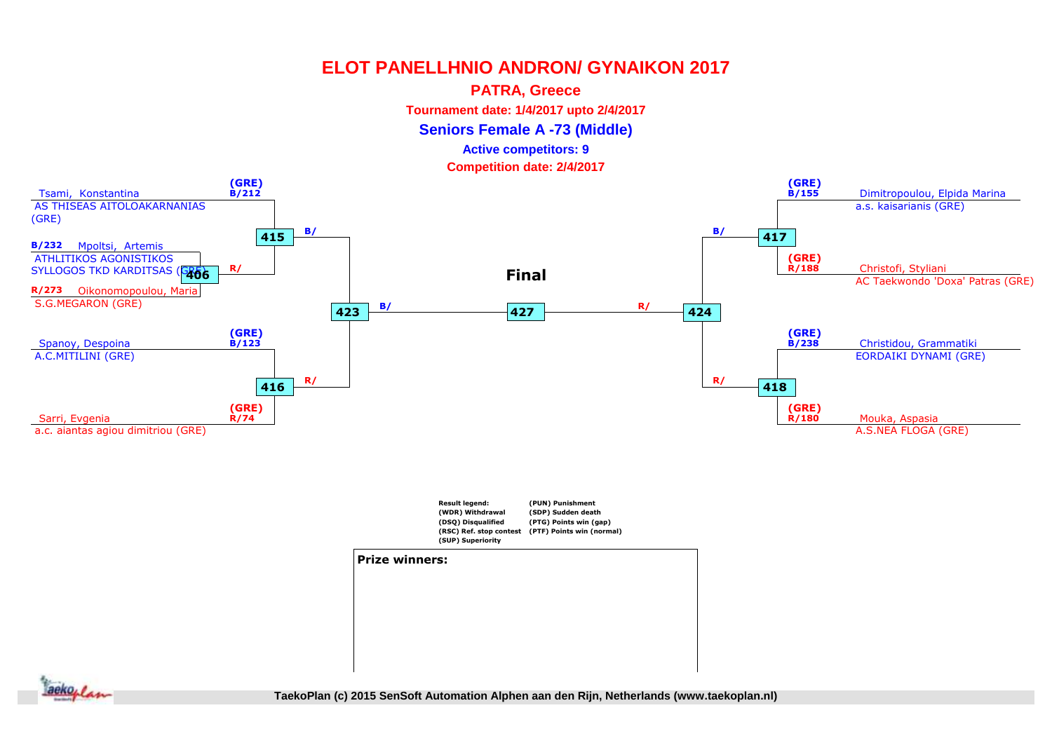# ELOT PANELLHNIO ANDRON/ GYNAIKON 2017

**PATRA, Greece**

**Tournament date: 1/4/2017 upto 2/4/2017**

**Seniors Female A -73 (Middle)**

**Active competitors: 9**

**Competition date: 2/4/2017**

(GRE)
B/212
Tsami, Konstantina
AS THISEAS AITOLOAKARNANIAS (GRE)

B/232 Mpoltsi, Artemis
ATHLITIKOS AGONISTIKOS SYLLOGOS TKD KARDITSAS (GRE)

406

R/

R/273 Oikonomopoulou, Maria
S.G.MEGARON (GRE)

415

B/

(GRE)
B/123
Spanoy, Despoina
A.C.MITILINI (GRE)

416

R/

(GRE)
R/74
Sarri, Evgenia
a.c. aiantas agiou dimitriou (GRE)

423

B/

**Final**

427

R/

424

B/

417

(GRE)
B/155
Dimitropoulou, Elpida Marina
a.s. kaisarianis (GRE)

(GRE)
R/188
Christofi, Styliani
AC Taekwondo 'Doxa' Patras (GRE)

R/

418

(GRE)
B/238
Christidou, Grammatiki
EORDAIKI DYNAMI (GRE)

(GRE)
R/180
Mouka, Aspasia
A.S.NEA FLOGA (GRE)

**Result legend:**
(WDR) Withdrawal
(DSQ) Disqualified
(RSC) Ref. stop contest
(SUP) Superiority
(PUN) Punishment
(SDP) Sudden death
(PTG) Points win (gap)
(PTF) Points win (normal)

**Prize winners:**

TaekoPlan (c) 2015 SenSoft Automation Alphen aan den Rijn, Netherlands (www.taekoplan.nl)